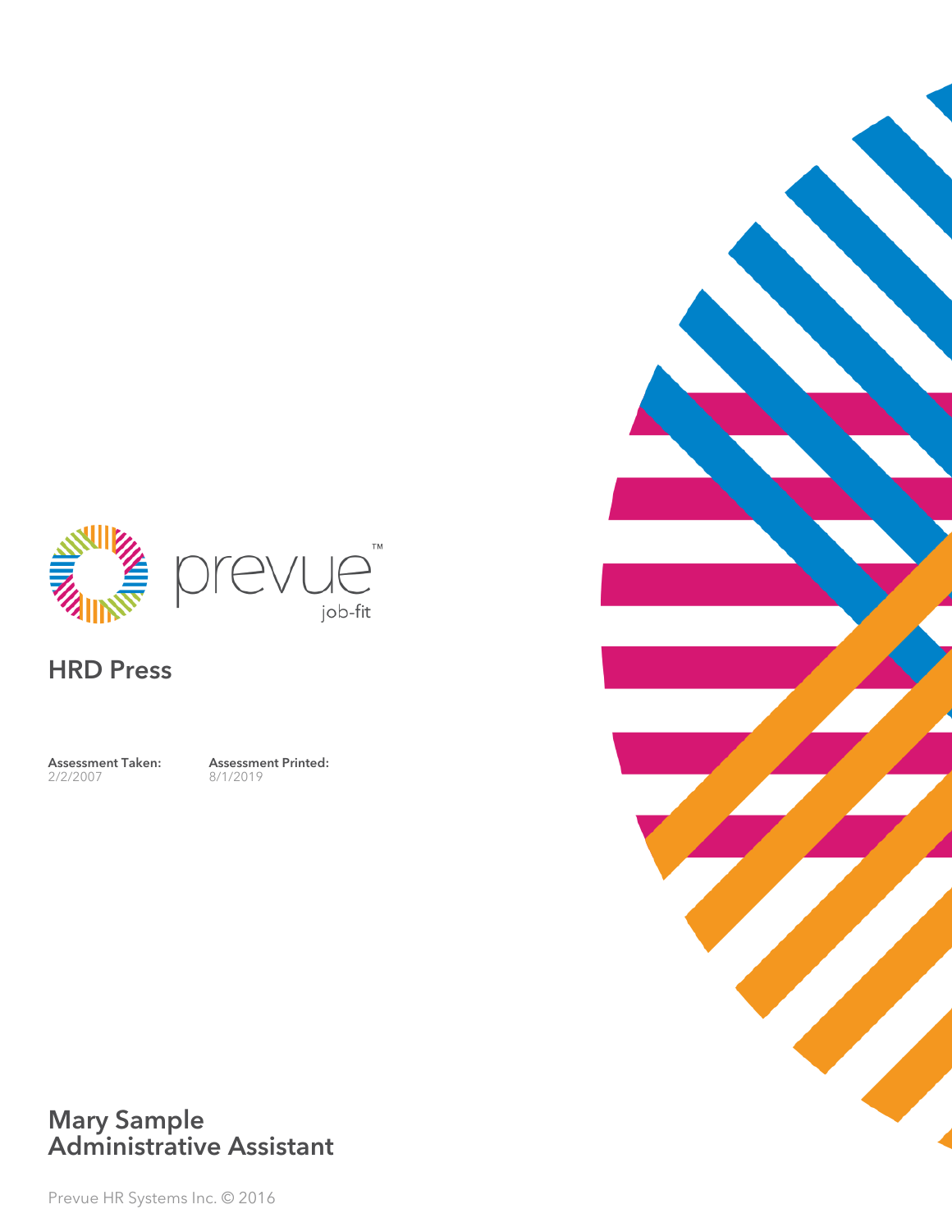prevue™

job-fit

## HRD Press

**Assessment Taken:**
2/2/2007

**Assessment Printed:**
8/1/2019

# Mary Sample
# Administrative Assistant

Prevue HR Systems Inc. © 2016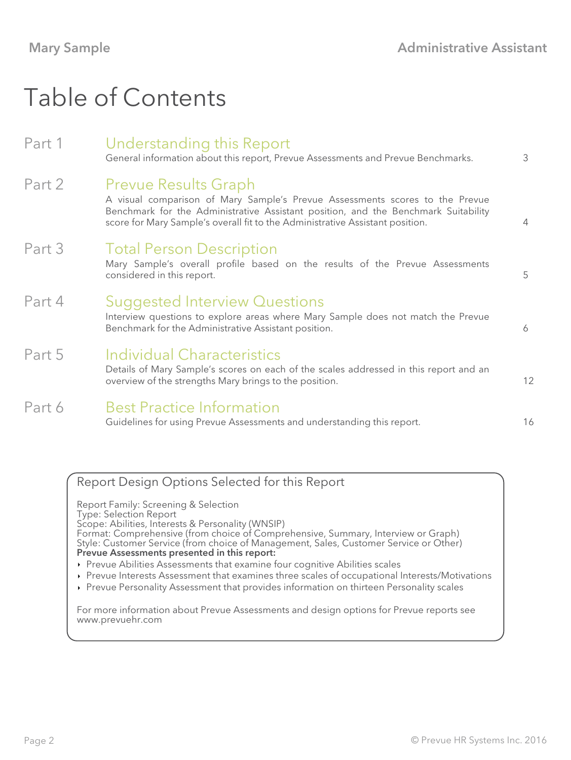# Table of Contents

| | | |
|---|---|---|
| Part 1 | **Understanding this Report**<br>General information about this report, Prevue Assessments and Prevue Benchmarks. | 3 |
| Part 2 | **Prevue Results Graph**<br>A visual comparison of Mary Sample's Prevue Assessments scores to the Prevue Benchmark for the Administrative Assistant position, and the Benchmark Suitability score for Mary Sample's overall fit to the Administrative Assistant position. | 4 |
| Part 3 | **Total Person Description**<br>Mary Sample's overall profile based on the results of the Prevue Assessments considered in this report. | 5 |
| Part 4 | **Suggested Interview Questions**<br>Interview questions to explore areas where Mary Sample does not match the Prevue Benchmark for the Administrative Assistant position. | 6 |
| Part 5 | **Individual Characteristics**<br>Details of Mary Sample's scores on each of the scales addressed in this report and an overview of the strengths Mary brings to the position. | 12 |
| Part 6 | **Best Practice Information**<br>Guidelines for using Prevue Assessments and understanding this report. | 16 |

## Report Design Options Selected for this Report

Report Family: Screening & Selection
Type: Selection Report
Scope: Abilities, Interests & Personality (WNSIP)
Format: Comprehensive (from choice of Comprehensive, Summary, Interview or Graph)
Style: Customer Service (from choice of Management, Sales, Customer Service or Other)

**Prevue Assessments presented in this report:**

- Prevue Abilities Assessments that examine four cognitive Abilities scales
- Prevue Interests Assessment that examines three scales of occupational Interests/Motivations
- Prevue Personality Assessment that provides information on thirteen Personality scales

For more information about Prevue Assessments and design options for Prevue reports see www.prevuehr.com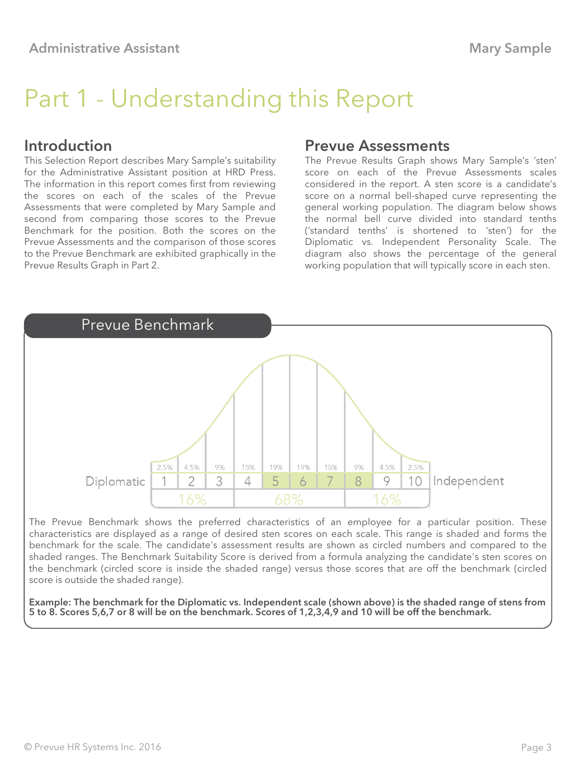# Part 1 - Understanding this Report

## Introduction

This Selection Report describes Mary Sample's suitability for the Administrative Assistant position at HRD Press. The information in this report comes first from reviewing the scores on each of the scales of the Prevue Assessments that were completed by Mary Sample and second from comparing those scores to the Prevue Benchmark for the position. Both the scores on the Prevue Assessments and the comparison of those scores to the Prevue Benchmark are exhibited graphically in the Prevue Results Graph in Part 2.

## Prevue Assessments

The Prevue Results Graph shows Mary Sample's 'sten' score on each of the Prevue Assessments scales considered in the report. A sten score is a candidate's score on a normal bell-shaped curve representing the general working population. The diagram below shows the normal bell curve divided into standard tenths ('standard tenths' is shortened to 'sten') for the Diplomatic vs. Independent Personality Scale. The diagram also shows the percentage of the general working population that will typically score in each sten.

## Prevue Benchmark

| | 1 | 2 | 3 | 4 | 5 | 6 | 7 | 8 | 9 | 10 | |
|---|---|---|---|---|---|---|---|---|---|---|---|
| | 2.5% | 4.5% | 9% | 15% | 19% | 19% | 15% | 9% | 4.5% | 2.5% | |
| Diplomatic | 1 | 2 | 3 | 4 | 5 | 6 | 7 | 8 | 9 | 10 | Independent |
| | 16% | | | 68% | | | | 16% | | | |

The Prevue Benchmark shows the preferred characteristics of an employee for a particular position. These characteristics are displayed as a range of desired sten scores on each scale. This range is shaded and forms the benchmark for the scale. The candidate's assessment results are shown as circled numbers and compared to the shaded ranges. The Benchmark Suitability Score is derived from a formula analyzing the candidate's sten scores on the benchmark (circled score is inside the shaded range) versus those scores that are off the benchmark (circled score is outside the shaded range).

**Example: The benchmark for the Diplomatic vs. Independent scale (shown above) is the shaded range of stens from 5 to 8. Scores 5,6,7 or 8 will be on the benchmark. Scores of 1,2,3,4,9 and 10 will be off the benchmark.**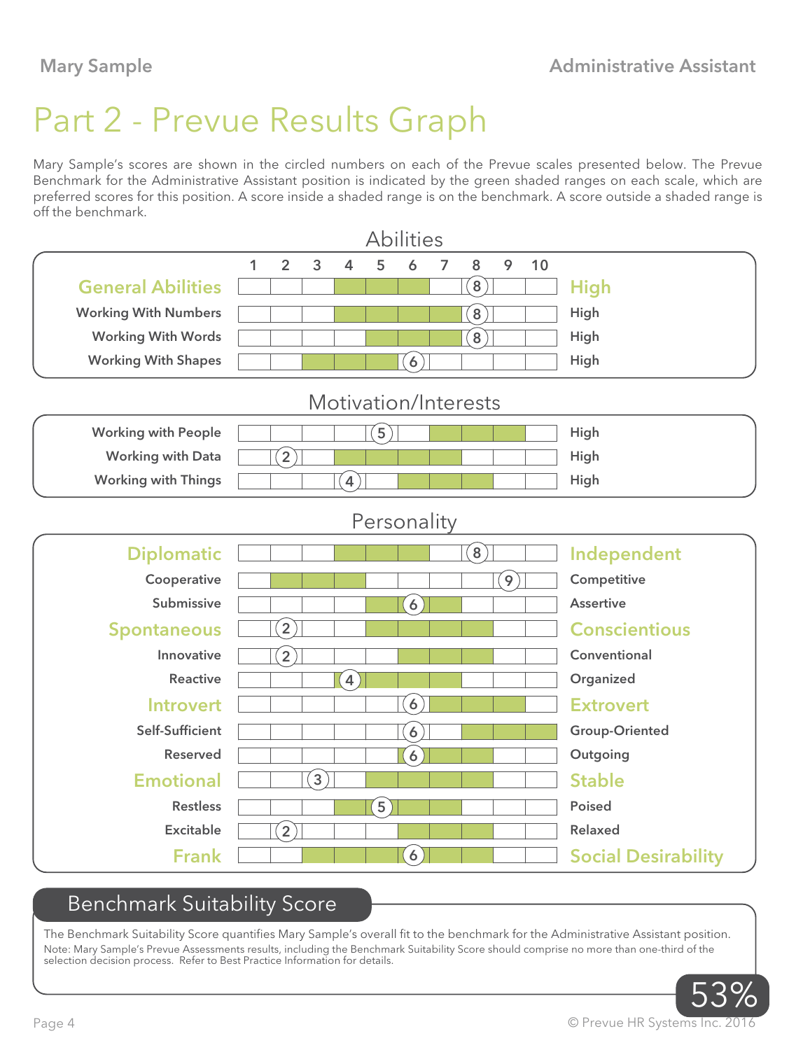# Part 2 - Prevue Results Graph

Mary Sample's scores are shown in the circled numbers on each of the Prevue scales presented below. The Prevue Benchmark for the Administrative Assistant position is indicated by the green shaded ranges on each scale, which are preferred scores for this position. A score inside a shaded range is on the benchmark. A score outside a shaded range is off the benchmark.

## Abilities

| Scale | Score | Benchmark (shaded range) | |
|---|---|---|---|
| **General Abilities** | 8 | 4–6 | **High** |
| Working With Numbers | 8 | 4–7 | High |
| Working With Words | 8 | 5–7 | High |
| Working With Shapes | 6 | 3–5 | High |

## Motivation/Interests

| Scale | Score | Benchmark (shaded range) | |
|---|---|---|---|
| Working with People | 5 | 7–9 | High |
| Working with Data | 2 | 4–7 | High |
| Working with Things | 4 | 6–8 | High |

## Personality

| Low End | Score | Benchmark (shaded range) | High End |
|---|---|---|---|
| **Diplomatic** | 8 | 4–6 | **Independent** |
| Cooperative | 9 | 2–4 | Competitive |
| Submissive | 6 | 5–7 | Assertive |
| **Spontaneous** | 2 | 5–8 | **Conscientious** |
| Innovative | 2 | 6–8 | Conventional |
| Reactive | 4 | 5–7 | Organized |
| **Introvert** | 6 | 7–9 | **Extrovert** |
| Self-Sufficient | 6 | 8–10 | Group-Oriented |
| Reserved | 6 | 7–8 | Outgoing |
| **Emotional** | 3 | 5–8 | **Stable** |
| Restless | 5 | 4–7 | Poised |
| Excitable | 2 | 6–8 | Relaxed |
| **Frank** | 6 | 3–8 | **Social Desirability** |

## Benchmark Suitability Score

The Benchmark Suitability Score quantifies Mary Sample's overall fit to the benchmark for the Administrative Assistant position.

Note: Mary Sample's Prevue Assessments results, including the Benchmark Suitability Score should comprise no more than one-third of the selection decision process. Refer to Best Practice Information for details.

**53%**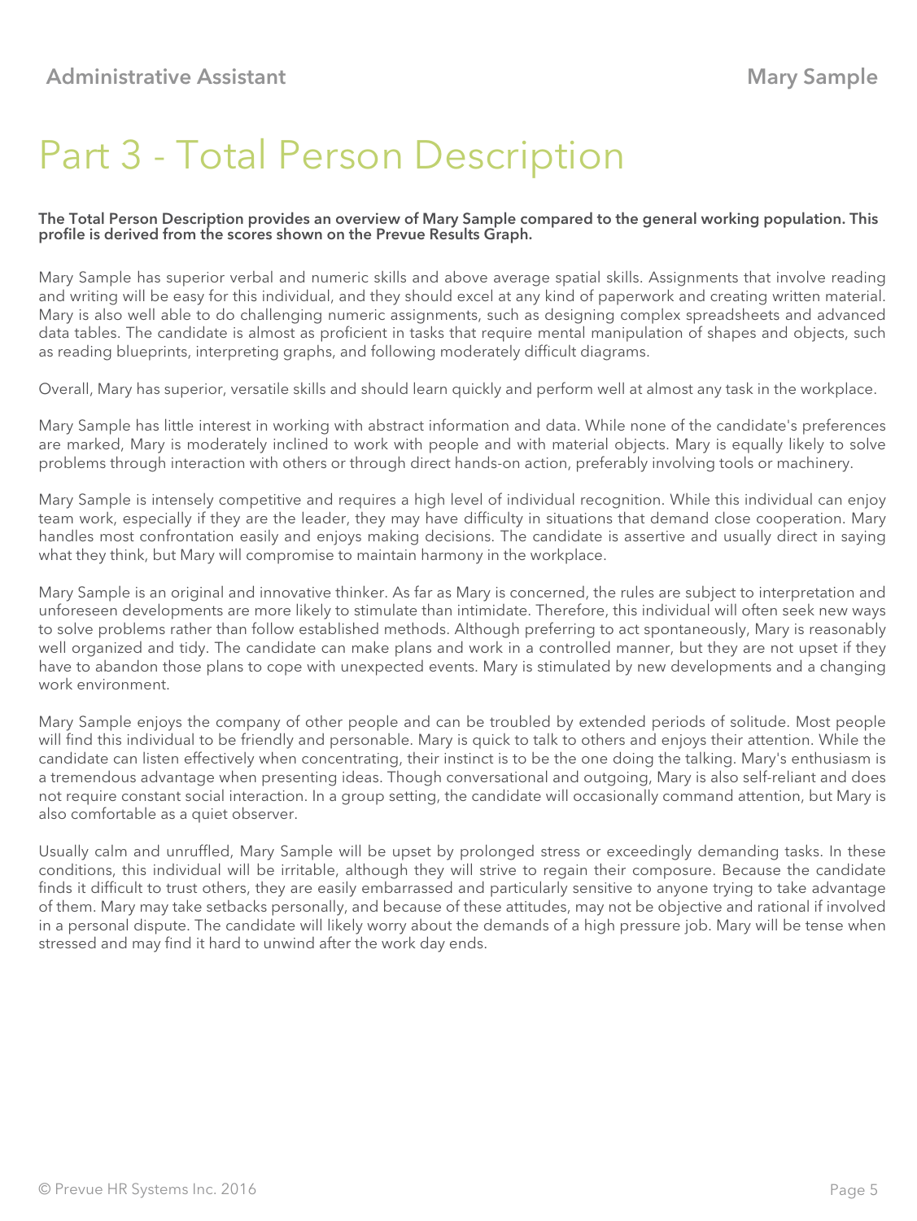# Part 3 - Total Person Description

**The Total Person Description provides an overview of Mary Sample compared to the general working population. This profile is derived from the scores shown on the Prevue Results Graph.**

Mary Sample has superior verbal and numeric skills and above average spatial skills. Assignments that involve reading and writing will be easy for this individual, and they should excel at any kind of paperwork and creating written material. Mary is also well able to do challenging numeric assignments, such as designing complex spreadsheets and advanced data tables. The candidate is almost as proficient in tasks that require mental manipulation of shapes and objects, such as reading blueprints, interpreting graphs, and following moderately difficult diagrams.

Overall, Mary has superior, versatile skills and should learn quickly and perform well at almost any task in the workplace.

Mary Sample has little interest in working with abstract information and data. While none of the candidate's preferences are marked, Mary is moderately inclined to work with people and with material objects. Mary is equally likely to solve problems through interaction with others or through direct hands-on action, preferably involving tools or machinery.

Mary Sample is intensely competitive and requires a high level of individual recognition. While this individual can enjoy team work, especially if they are the leader, they may have difficulty in situations that demand close cooperation. Mary handles most confrontation easily and enjoys making decisions. The candidate is assertive and usually direct in saying what they think, but Mary will compromise to maintain harmony in the workplace.

Mary Sample is an original and innovative thinker. As far as Mary is concerned, the rules are subject to interpretation and unforeseen developments are more likely to stimulate than intimidate. Therefore, this individual will often seek new ways to solve problems rather than follow established methods. Although preferring to act spontaneously, Mary is reasonably well organized and tidy. The candidate can make plans and work in a controlled manner, but they are not upset if they have to abandon those plans to cope with unexpected events. Mary is stimulated by new developments and a changing work environment.

Mary Sample enjoys the company of other people and can be troubled by extended periods of solitude. Most people will find this individual to be friendly and personable. Mary is quick to talk to others and enjoys their attention. While the candidate can listen effectively when concentrating, their instinct is to be the one doing the talking. Mary's enthusiasm is a tremendous advantage when presenting ideas. Though conversational and outgoing, Mary is also self-reliant and does not require constant social interaction. In a group setting, the candidate will occasionally command attention, but Mary is also comfortable as a quiet observer.

Usually calm and unruffled, Mary Sample will be upset by prolonged stress or exceedingly demanding tasks. In these conditions, this individual will be irritable, although they will strive to regain their composure. Because the candidate finds it difficult to trust others, they are easily embarrassed and particularly sensitive to anyone trying to take advantage of them. Mary may take setbacks personally, and because of these attitudes, may not be objective and rational if involved in a personal dispute. The candidate will likely worry about the demands of a high pressure job. Mary will be tense when stressed and may find it hard to unwind after the work day ends.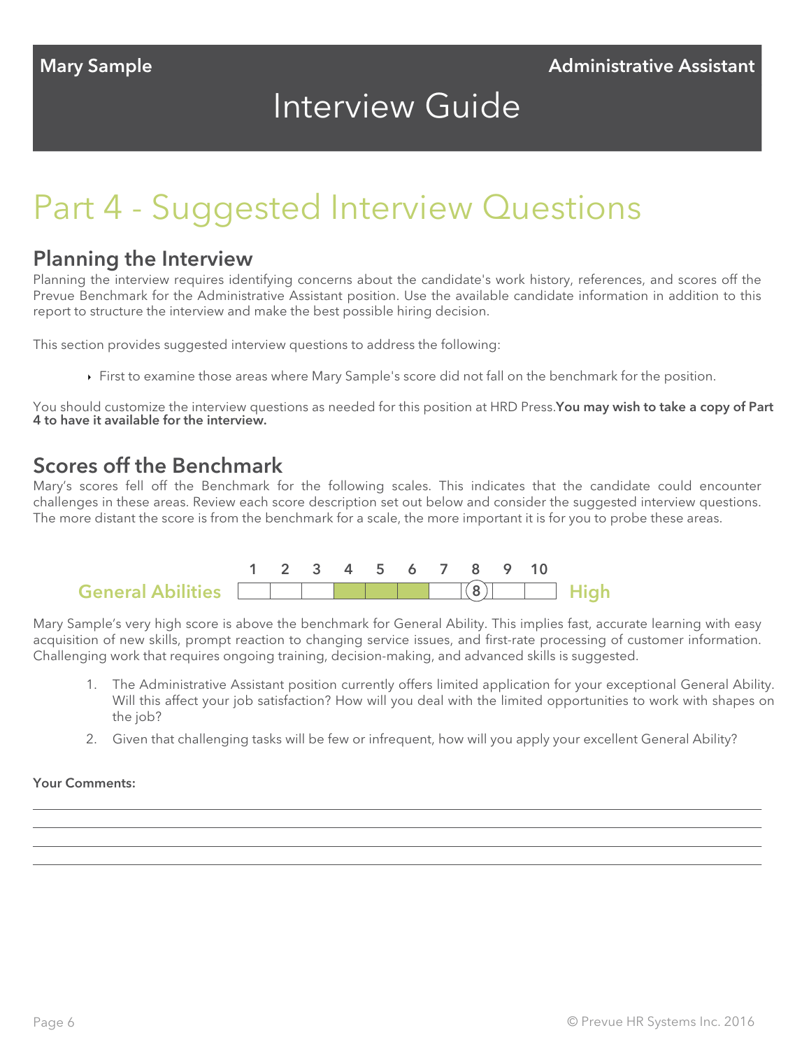Mary Sample — Administrative Assistant

# Interview Guide

# Part 4 - Suggested Interview Questions

## Planning the Interview

Planning the interview requires identifying concerns about the candidate's work history, references, and scores off the Prevue Benchmark for the Administrative Assistant position. Use the available candidate information in addition to this report to structure the interview and make the best possible hiring decision.

This section provides suggested interview questions to address the following:

- First to examine those areas where Mary Sample's score did not fall on the benchmark for the position.

You should customize the interview questions as needed for this position at HRD Press.**You may wish to take a copy of Part 4 to have it available for the interview.**

## Scores off the Benchmark

Mary's scores fell off the Benchmark for the following scales. This indicates that the candidate could encounter challenges in these areas. Review each score description set out below and consider the suggested interview questions. The more distant the score is from the benchmark for a scale, the more important it is for you to probe these areas.

| | 1 | 2 | 3 | 4 | 5 | 6 | 7 | 8 | 9 | 10 | |
|---|---|---|---|---|---|---|---|---|---|---|---|
| **General Abilities** | | | | ■ | ■ | ■ | | (8) | | | **High** |

Mary Sample's very high score is above the benchmark for General Ability. This implies fast, accurate learning with easy acquisition of new skills, prompt reaction to changing service issues, and first-rate processing of customer information. Challenging work that requires ongoing training, decision-making, and advanced skills is suggested.

1. The Administrative Assistant position currently offers limited application for your exceptional General Ability. Will this affect your job satisfaction? How will you deal with the limited opportunities to work with shapes on the job?
2. Given that challenging tasks will be few or infrequent, how will you apply your excellent General Ability?

**Your Comments:**

_______________________________________________

_______________________________________________

_______________________________________________

_______________________________________________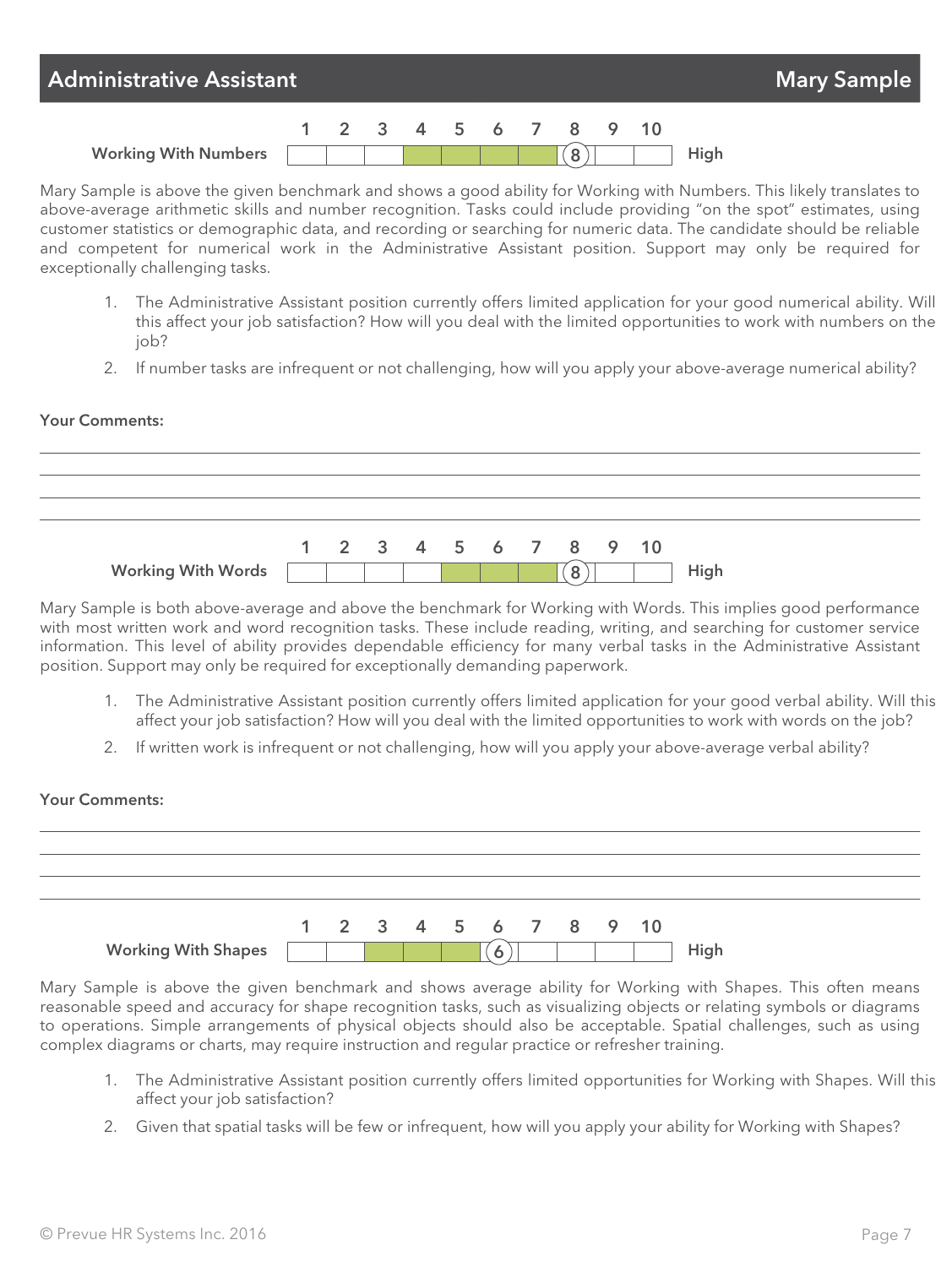## Administrative Assistant — Mary Sample

| | 1 | 2 | 3 | 4 | 5 | 6 | 7 | 8 | 9 | 10 | |
|---|---|---|---|---|---|---|---|---|---|---|---|
| **Working With Numbers** | | | | | | | | (8) | | | High |

Mary Sample is above the given benchmark and shows a good ability for Working with Numbers. This likely translates to above-average arithmetic skills and number recognition. Tasks could include providing "on the spot" estimates, using customer statistics or demographic data, and recording or searching for numeric data. The candidate should be reliable and competent for numerical work in the Administrative Assistant position. Support may only be required for exceptionally challenging tasks.

1. The Administrative Assistant position currently offers limited application for your good numerical ability. Will this affect your job satisfaction? How will you deal with the limited opportunities to work with numbers on the job?
2. If number tasks are infrequent or not challenging, how will you apply your above-average numerical ability?

**Your Comments:**

\_\_\_\_\_\_\_\_\_\_\_\_\_\_\_\_\_\_\_\_\_\_\_\_\_\_\_\_\_\_\_\_\_\_\_\_\_\_\_\_

\_\_\_\_\_\_\_\_\_\_\_\_\_\_\_\_\_\_\_\_\_\_\_\_\_\_\_\_\_\_\_\_\_\_\_\_\_\_\_\_

\_\_\_\_\_\_\_\_\_\_\_\_\_\_\_\_\_\_\_\_\_\_\_\_\_\_\_\_\_\_\_\_\_\_\_\_\_\_\_\_

\_\_\_\_\_\_\_\_\_\_\_\_\_\_\_\_\_\_\_\_\_\_\_\_\_\_\_\_\_\_\_\_\_\_\_\_\_\_\_\_

| | 1 | 2 | 3 | 4 | 5 | 6 | 7 | 8 | 9 | 10 | |
|---|---|---|---|---|---|---|---|---|---|---|---|
| **Working With Words** | | | | | | | | (8) | | | High |

Mary Sample is both above-average and above the benchmark for Working with Words. This implies good performance with most written work and word recognition tasks. These include reading, writing, and searching for customer service information. This level of ability provides dependable efficiency for many verbal tasks in the Administrative Assistant position. Support may only be required for exceptionally demanding paperwork.

1. The Administrative Assistant position currently offers limited application for your good verbal ability. Will this affect your job satisfaction? How will you deal with the limited opportunities to work with words on the job?
2. If written work is infrequent or not challenging, how will you apply your above-average verbal ability?

**Your Comments:**

\_\_\_\_\_\_\_\_\_\_\_\_\_\_\_\_\_\_\_\_\_\_\_\_\_\_\_\_\_\_\_\_\_\_\_\_\_\_\_\_

\_\_\_\_\_\_\_\_\_\_\_\_\_\_\_\_\_\_\_\_\_\_\_\_\_\_\_\_\_\_\_\_\_\_\_\_\_\_\_\_

\_\_\_\_\_\_\_\_\_\_\_\_\_\_\_\_\_\_\_\_\_\_\_\_\_\_\_\_\_\_\_\_\_\_\_\_\_\_\_\_

\_\_\_\_\_\_\_\_\_\_\_\_\_\_\_\_\_\_\_\_\_\_\_\_\_\_\_\_\_\_\_\_\_\_\_\_\_\_\_\_

| | 1 | 2 | 3 | 4 | 5 | 6 | 7 | 8 | 9 | 10 | |
|---|---|---|---|---|---|---|---|---|---|---|---|
| **Working With Shapes** | | | | | | (6) | | | | | High |

Mary Sample is above the given benchmark and shows average ability for Working with Shapes. This often means reasonable speed and accuracy for shape recognition tasks, such as visualizing objects or relating symbols or diagrams to operations. Simple arrangements of physical objects should also be acceptable. Spatial challenges, such as using complex diagrams or charts, may require instruction and regular practice or refresher training.

1. The Administrative Assistant position currently offers limited opportunities for Working with Shapes. Will this affect your job satisfaction?
2. Given that spatial tasks will be few or infrequent, how will you apply your ability for Working with Shapes?

© Prevue HR Systems Inc. 2016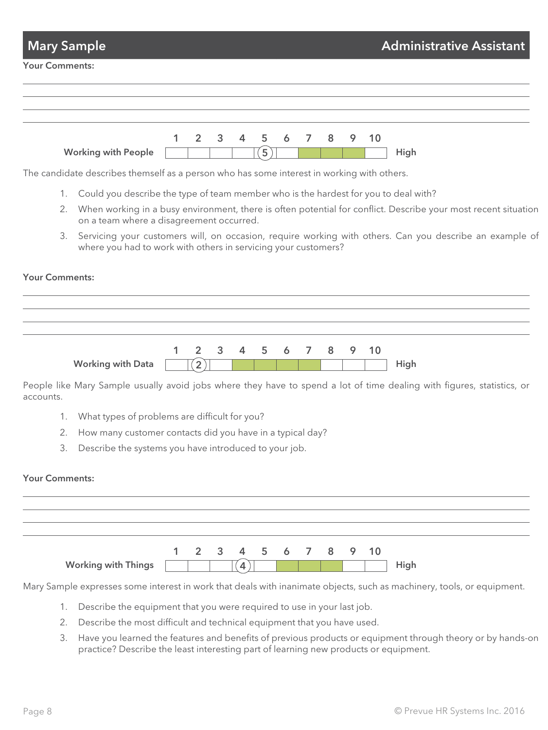## Mary Sample — Administrative Assistant

**Your Comments:**

---

| | 1 | 2 | 3 | 4 | 5 | 6 | 7 | 8 | 9 | 10 | |
|---|---|---|---|---|---|---|---|---|---|---|---|
| **Working with People** | | | | | (5) | | | | | | High |

The candidate describes themself as a person who has some interest in working with others.

1. Could you describe the type of team member who is the hardest for you to deal with?
2. When working in a busy environment, there is often potential for conflict. Describe your most recent situation on a team where a disagreement occurred.
3. Servicing your customers will, on occasion, require working with others. Can you describe an example of where you had to work with others in servicing your customers?

**Your Comments:**

---

| | 1 | 2 | 3 | 4 | 5 | 6 | 7 | 8 | 9 | 10 | |
|---|---|---|---|---|---|---|---|---|---|---|---|
| **Working with Data** | | (2) | | | | | | | | | High |

People like Mary Sample usually avoid jobs where they have to spend a lot of time dealing with figures, statistics, or accounts.

1. What types of problems are difficult for you?
2. How many customer contacts did you have in a typical day?
3. Describe the systems you have introduced to your job.

**Your Comments:**

---

| | 1 | 2 | 3 | 4 | 5 | 6 | 7 | 8 | 9 | 10 | |
|---|---|---|---|---|---|---|---|---|---|---|---|
| **Working with Things** | | | | (4) | | | | | | | High |

Mary Sample expresses some interest in work that deals with inanimate objects, such as machinery, tools, or equipment.

1. Describe the equipment that you were required to use in your last job.
2. Describe the most difficult and technical equipment that you have used.
3. Have you learned the features and benefits of previous products or equipment through theory or by hands-on practice? Describe the least interesting part of learning new products or equipment.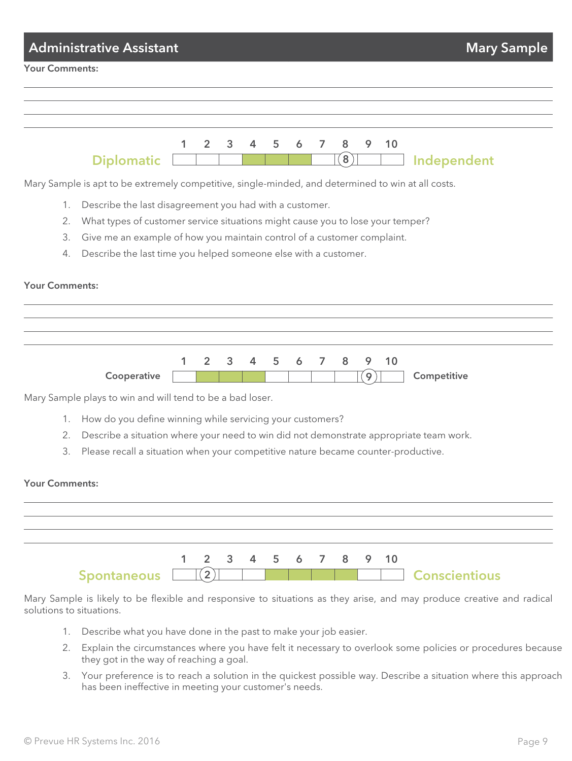Administrative Assistant — Mary Sample

**Your Comments:**

| | 1 | 2 | 3 | 4 | 5 | 6 | 7 | 8 | 9 | 10 | |
|---|---|---|---|---|---|---|---|---|---|---|---|
| **Diplomatic** | | | | | | | | (8) | | | **Independent** |

Mary Sample is apt to be extremely competitive, single-minded, and determined to win at all costs.

1. Describe the last disagreement you had with a customer.
2. What types of customer service situations might cause you to lose your temper?
3. Give me an example of how you maintain control of a customer complaint.
4. Describe the last time you helped someone else with a customer.

**Your Comments:**

| | 1 | 2 | 3 | 4 | 5 | 6 | 7 | 8 | 9 | 10 | |
|---|---|---|---|---|---|---|---|---|---|---|---|
| **Cooperative** | | | | | | | | | (9) | | **Competitive** |

Mary Sample plays to win and will tend to be a bad loser.

1. How do you define winning while servicing your customers?
2. Describe a situation where your need to win did not demonstrate appropriate team work.
3. Please recall a situation when your competitive nature became counter-productive.

**Your Comments:**

| | 1 | 2 | 3 | 4 | 5 | 6 | 7 | 8 | 9 | 10 | |
|---|---|---|---|---|---|---|---|---|---|---|---|
| **Spontaneous** | | (2) | | | | | | | | | **Conscientious** |

Mary Sample is likely to be flexible and responsive to situations as they arise, and may produce creative and radical solutions to situations.

1. Describe what you have done in the past to make your job easier.
2. Explain the circumstances where you have felt it necessary to overlook some policies or procedures because they got in the way of reaching a goal.
3. Your preference is to reach a solution in the quickest possible way. Describe a situation where this approach has been ineffective in meeting your customer's needs.

© Prevue HR Systems Inc. 2016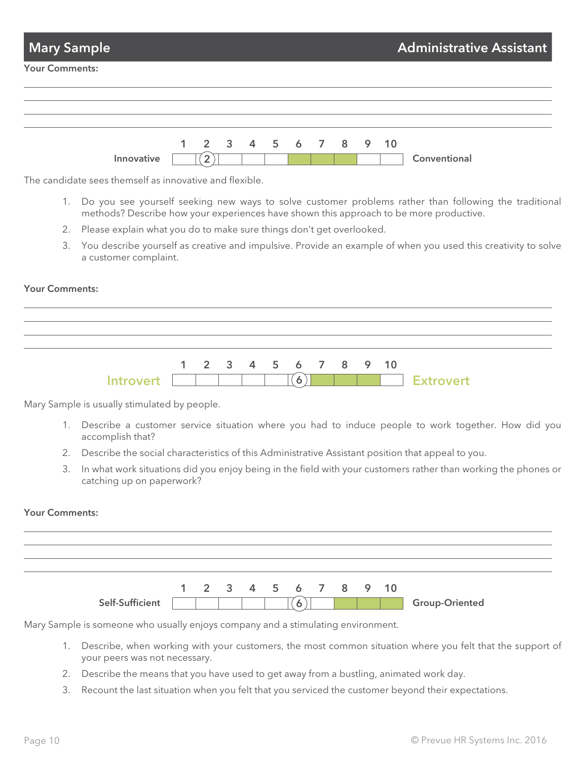**Your Comments:**

| | 1 | 2 | 3 | 4 | 5 | 6 | 7 | 8 | 9 | 10 | |
|---|---|---|---|---|---|---|---|---|---|---|---|
| **Innovative** | | (2) | | | | | | | | | **Conventional** |

The candidate sees themself as innovative and flexible.

1. Do you see yourself seeking new ways to solve customer problems rather than following the traditional methods? Describe how your experiences have shown this approach to be more productive.
2. Please explain what you do to make sure things don't get overlooked.
3. You describe yourself as creative and impulsive. Provide an example of when you used this creativity to solve a customer complaint.

**Your Comments:**

| | 1 | 2 | 3 | 4 | 5 | 6 | 7 | 8 | 9 | 10 | |
|---|---|---|---|---|---|---|---|---|---|---|---|
| **Introvert** | | | | | | (6) | | | | | **Extrovert** |

Mary Sample is usually stimulated by people.

1. Describe a customer service situation where you had to induce people to work together. How did you accomplish that?
2. Describe the social characteristics of this Administrative Assistant position that appeal to you.
3. In what work situations did you enjoy being in the field with your customers rather than working the phones or catching up on paperwork?

**Your Comments:**

| | 1 | 2 | 3 | 4 | 5 | 6 | 7 | 8 | 9 | 10 | |
|---|---|---|---|---|---|---|---|---|---|---|---|
| **Self-Sufficient** | | | | | | (6) | | | | | **Group-Oriented** |

Mary Sample is someone who usually enjoys company and a stimulating environment.

1. Describe, when working with your customers, the most common situation where you felt that the support of your peers was not necessary.
2. Describe the means that you have used to get away from a bustling, animated work day.
3. Recount the last situation when you felt that you serviced the customer beyond their expectations.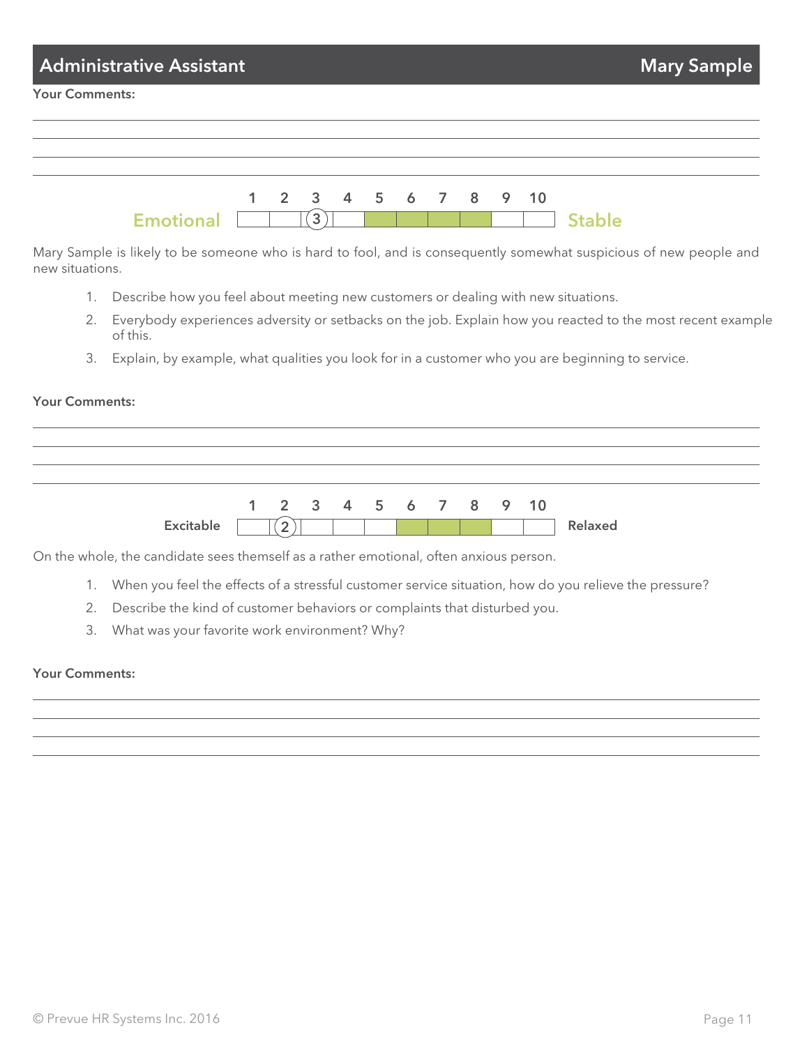## Administrative Assistant — Mary Sample

**Your Comments:**

---

| | 1 | 2 | 3 | 4 | 5 | 6 | 7 | 8 | 9 | 10 | |
|---|---|---|---|---|---|---|---|---|---|---|---|
| Emotional | | | (3) | | | | | | | | Stable |

Mary Sample is likely to be someone who is hard to fool, and is consequently somewhat suspicious of new people and new situations.

1. Describe how you feel about meeting new customers or dealing with new situations.
2. Everybody experiences adversity or setbacks on the job. Explain how you reacted to the most recent example of this.
3. Explain, by example, what qualities you look for in a customer who you are beginning to service.

**Your Comments:**

---

| | 1 | 2 | 3 | 4 | 5 | 6 | 7 | 8 | 9 | 10 | |
|---|---|---|---|---|---|---|---|---|---|---|---|
| Excitable | | (2) | | | | | | | | | Relaxed |

On the whole, the candidate sees themself as a rather emotional, often anxious person.

1. When you feel the effects of a stressful customer service situation, how do you relieve the pressure?
2. Describe the kind of customer behaviors or complaints that disturbed you.
3. What was your favorite work environment? Why?

**Your Comments:**

---

© Prevue HR Systems Inc. 2016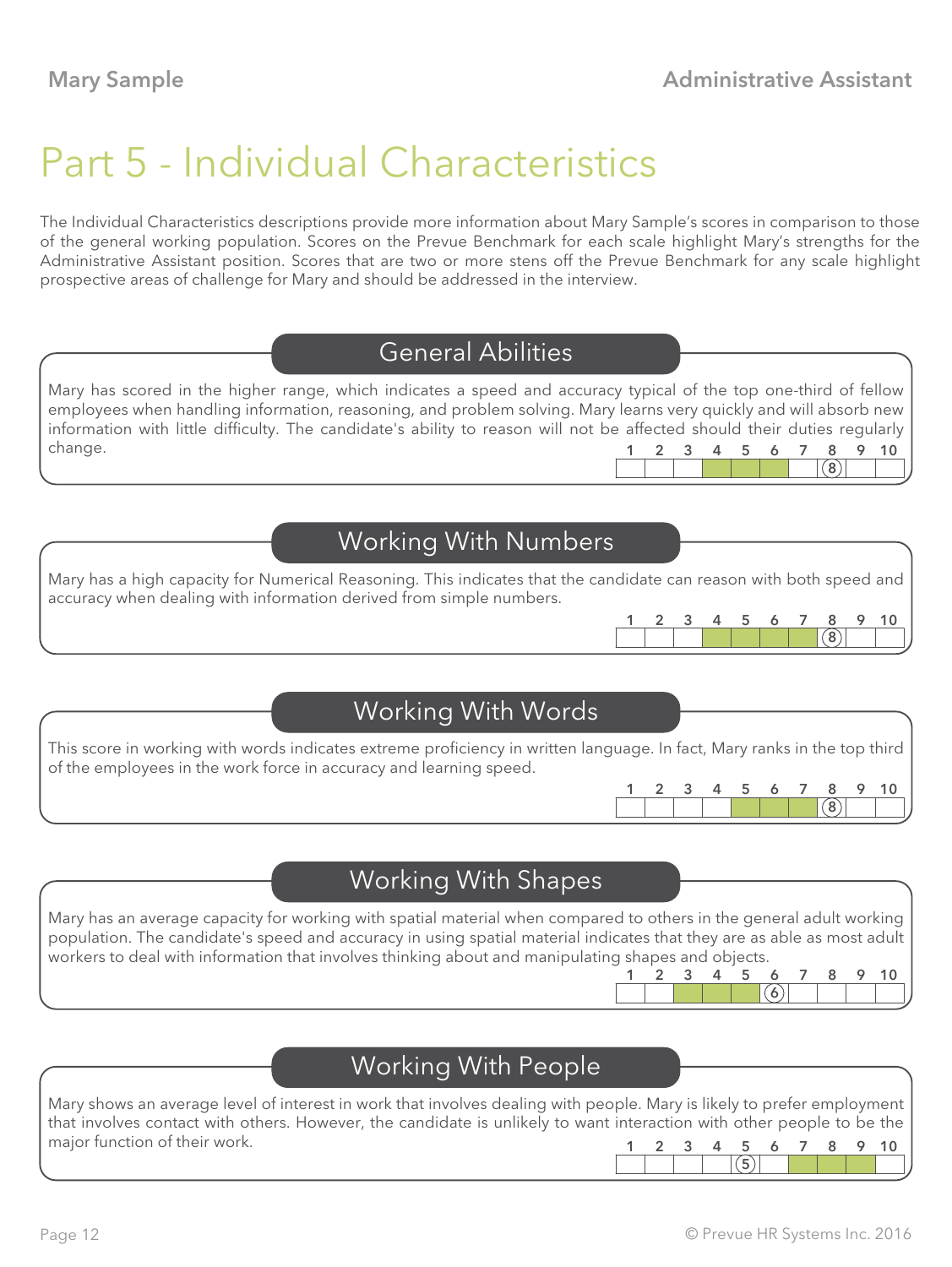# Part 5 - Individual Characteristics

The Individual Characteristics descriptions provide more information about Mary Sample's scores in comparison to those of the general working population. Scores on the Prevue Benchmark for each scale highlight Mary's strengths for the Administrative Assistant position. Scores that are two or more stens off the Prevue Benchmark for any scale highlight prospective areas of challenge for Mary and should be addressed in the interview.

## General Abilities

Mary has scored in the higher range, which indicates a speed and accuracy typical of the top one-third of fellow employees when handling information, reasoning, and problem solving. Mary learns very quickly and will absorb new information with little difficulty. The candidate's ability to reason will not be affected should their duties regularly change.

| 1 | 2 | 3 | 4 | 5 | 6 | 7 | 8 | 9 | 10 |
|---|---|---|---|---|---|---|---|---|---|
| | | | | | | | (8) | | |

## Working With Numbers

Mary has a high capacity for Numerical Reasoning. This indicates that the candidate can reason with both speed and accuracy when dealing with information derived from simple numbers.

| 1 | 2 | 3 | 4 | 5 | 6 | 7 | 8 | 9 | 10 |
|---|---|---|---|---|---|---|---|---|---|
| | | | | | | | (8) | | |

## Working With Words

This score in working with words indicates extreme proficiency in written language. In fact, Mary ranks in the top third of the employees in the work force in accuracy and learning speed.

| 1 | 2 | 3 | 4 | 5 | 6 | 7 | 8 | 9 | 10 |
|---|---|---|---|---|---|---|---|---|---|
| | | | | | | | (8) | | |

## Working With Shapes

Mary has an average capacity for working with spatial material when compared to others in the general adult working population. The candidate's speed and accuracy in using spatial material indicates that they are as able as most adult workers to deal with information that involves thinking about and manipulating shapes and objects.

| 1 | 2 | 3 | 4 | 5 | 6 | 7 | 8 | 9 | 10 |
|---|---|---|---|---|---|---|---|---|---|
| | | | | | (6) | | | | |

## Working With People

Mary shows an average level of interest in work that involves dealing with people. Mary is likely to prefer employment that involves contact with others. However, the candidate is unlikely to want interaction with other people to be the major function of their work.

| 1 | 2 | 3 | 4 | 5 | 6 | 7 | 8 | 9 | 10 |
|---|---|---|---|---|---|---|---|---|---|
| | | | | (5) | | | | | |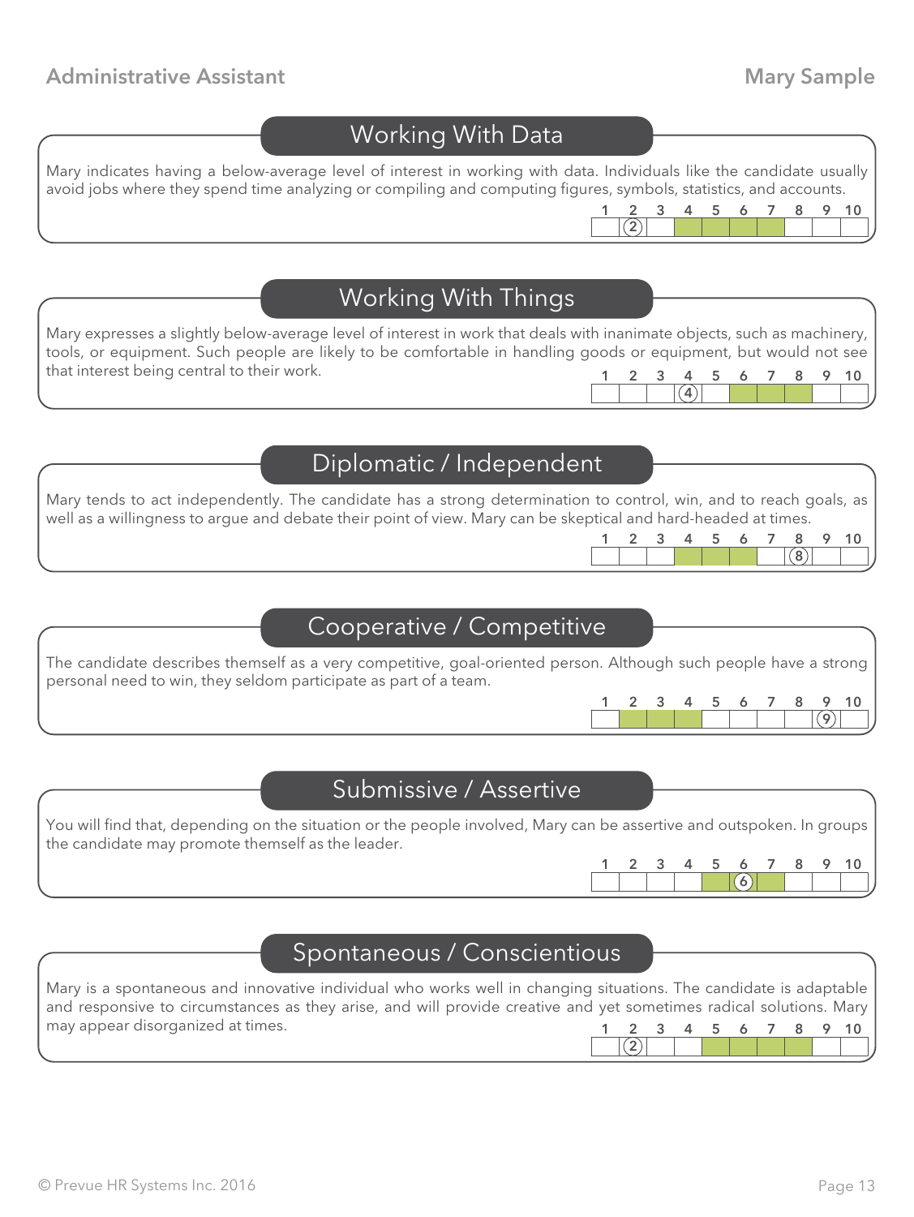## Working With Data

Mary indicates having a below-average level of interest in working with data. Individuals like the candidate usually avoid jobs where they spend time analyzing or compiling and computing figures, symbols, statistics, and accounts.

| 1 | 2 | 3 | 4 | 5 | 6 | 7 | 8 | 9 | 10 |
|---|---|---|---|---|---|---|---|---|---|
| | (2) | | | | | | | | |

## Working With Things

Mary expresses a slightly below-average level of interest in work that deals with inanimate objects, such as machinery, tools, or equipment. Such people are likely to be comfortable in handling goods or equipment, but would not see that interest being central to their work.

| 1 | 2 | 3 | 4 | 5 | 6 | 7 | 8 | 9 | 10 |
|---|---|---|---|---|---|---|---|---|---|
| | | | (4) | | | | | | |

## Diplomatic / Independent

Mary tends to act independently. The candidate has a strong determination to control, win, and to reach goals, as well as a willingness to argue and debate their point of view. Mary can be skeptical and hard-headed at times.

| 1 | 2 | 3 | 4 | 5 | 6 | 7 | 8 | 9 | 10 |
|---|---|---|---|---|---|---|---|---|---|
| | | | | | | | (8) | | |

## Cooperative / Competitive

The candidate describes themself as a very competitive, goal-oriented person. Although such people have a strong personal need to win, they seldom participate as part of a team.

| 1 | 2 | 3 | 4 | 5 | 6 | 7 | 8 | 9 | 10 |
|---|---|---|---|---|---|---|---|---|---|
| | | | | | | | | (9) | |

## Submissive / Assertive

You will find that, depending on the situation or the people involved, Mary can be assertive and outspoken. In groups the candidate may promote themself as the leader.

| 1 | 2 | 3 | 4 | 5 | 6 | 7 | 8 | 9 | 10 |
|---|---|---|---|---|---|---|---|---|---|
| | | | | | (6) | | | | |

## Spontaneous / Conscientious

Mary is a spontaneous and innovative individual who works well in changing situations. The candidate is adaptable and responsive to circumstances as they arise, and will provide creative and yet sometimes radical solutions. Mary may appear disorganized at times.

| 1 | 2 | 3 | 4 | 5 | 6 | 7 | 8 | 9 | 10 |
|---|---|---|---|---|---|---|---|---|---|
| | (2) | | | | | | | | |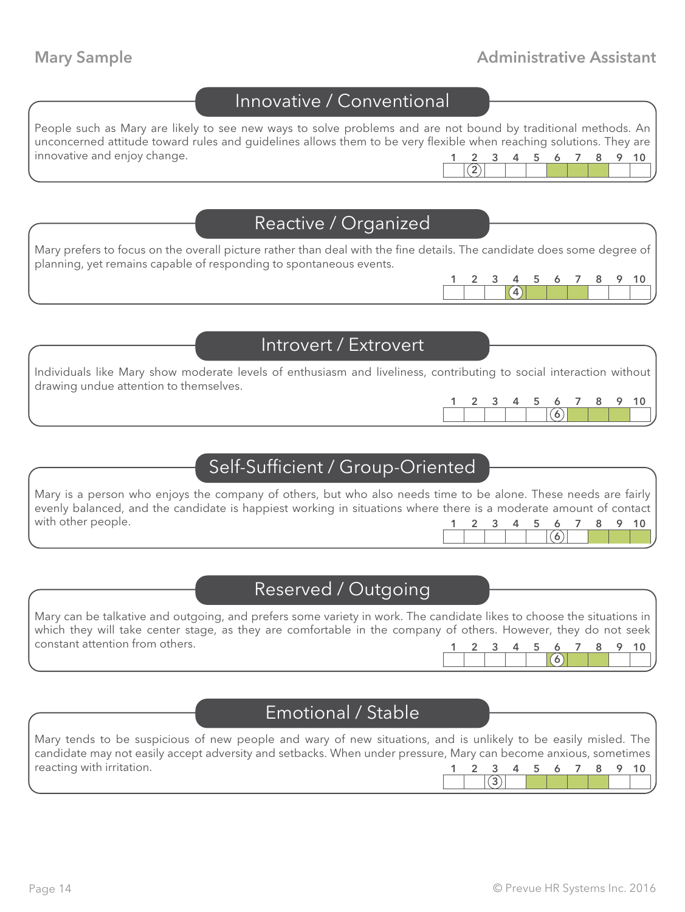## Innovative / Conventional

People such as Mary are likely to see new ways to solve problems and are not bound by traditional methods. An unconcerned attitude toward rules and guidelines allows them to be very flexible when reaching solutions. They are innovative and enjoy change.

| 1 | 2 | 3 | 4 | 5 | 6 | 7 | 8 | 9 | 10 |
|---|---|---|---|---|---|---|---|---|---|
| | (2) | | | | | | | | |

## Reactive / Organized

Mary prefers to focus on the overall picture rather than deal with the fine details. The candidate does some degree of planning, yet remains capable of responding to spontaneous events.

| 1 | 2 | 3 | 4 | 5 | 6 | 7 | 8 | 9 | 10 |
|---|---|---|---|---|---|---|---|---|---|
| | | | (4) | | | | | | |

## Introvert / Extrovert

Individuals like Mary show moderate levels of enthusiasm and liveliness, contributing to social interaction without drawing undue attention to themselves.

| 1 | 2 | 3 | 4 | 5 | 6 | 7 | 8 | 9 | 10 |
|---|---|---|---|---|---|---|---|---|---|
| | | | | | (6) | | | | |

## Self-Sufficient / Group-Oriented

Mary is a person who enjoys the company of others, but who also needs time to be alone. These needs are fairly evenly balanced, and the candidate is happiest working in situations where there is a moderate amount of contact with other people.

| 1 | 2 | 3 | 4 | 5 | 6 | 7 | 8 | 9 | 10 |
|---|---|---|---|---|---|---|---|---|---|
| | | | | | (6) | | | | |

## Reserved / Outgoing

Mary can be talkative and outgoing, and prefers some variety in work. The candidate likes to choose the situations in which they will take center stage, as they are comfortable in the company of others. However, they do not seek constant attention from others.

| 1 | 2 | 3 | 4 | 5 | 6 | 7 | 8 | 9 | 10 |
|---|---|---|---|---|---|---|---|---|---|
| | | | | | (6) | | | | |

## Emotional / Stable

Mary tends to be suspicious of new people and wary of new situations, and is unlikely to be easily misled. The candidate may not easily accept adversity and setbacks. When under pressure, Mary can become anxious, sometimes reacting with irritation.

| 1 | 2 | 3 | 4 | 5 | 6 | 7 | 8 | 9 | 10 |
|---|---|---|---|---|---|---|---|---|---|
| | | (3) | | | | | | | |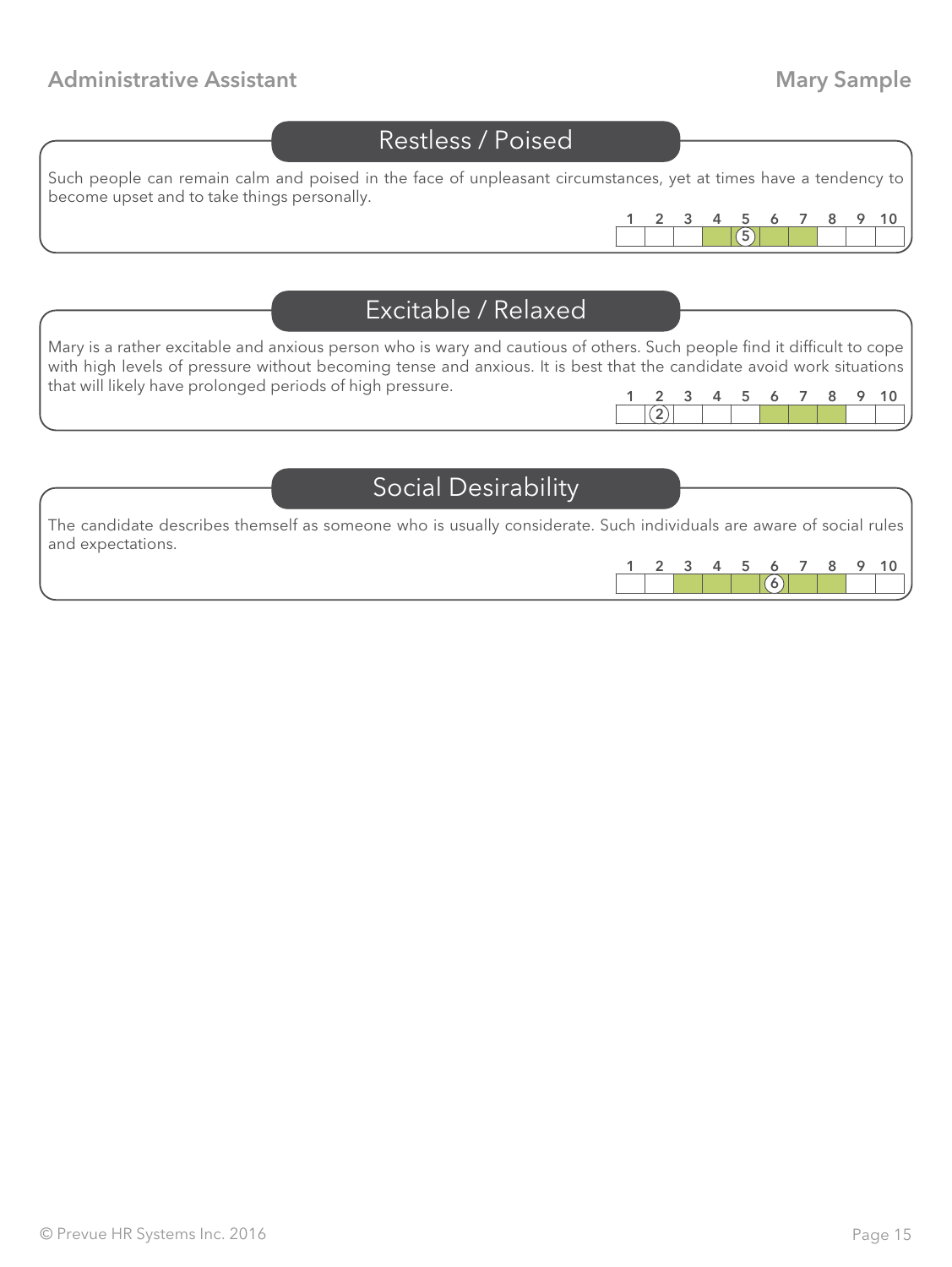## Restless / Poised

Such people can remain calm and poised in the face of unpleasant circumstances, yet at times have a tendency to become upset and to take things personally.

| 1 | 2 | 3 | 4 | 5 | 6 | 7 | 8 | 9 | 10 |
|---|---|---|---|---|---|---|---|---|---|
| | | | | (5) | | | | | |

## Excitable / Relaxed

Mary is a rather excitable and anxious person who is wary and cautious of others. Such people find it difficult to cope with high levels of pressure without becoming tense and anxious. It is best that the candidate avoid work situations that will likely have prolonged periods of high pressure.

| 1 | 2 | 3 | 4 | 5 | 6 | 7 | 8 | 9 | 10 |
|---|---|---|---|---|---|---|---|---|---|
| | (2) | | | | | | | | |

## Social Desirability

The candidate describes themself as someone who is usually considerate. Such individuals are aware of social rules and expectations.

| 1 | 2 | 3 | 4 | 5 | 6 | 7 | 8 | 9 | 10 |
|---|---|---|---|---|---|---|---|---|---|
| | | | | | (6) | | | | |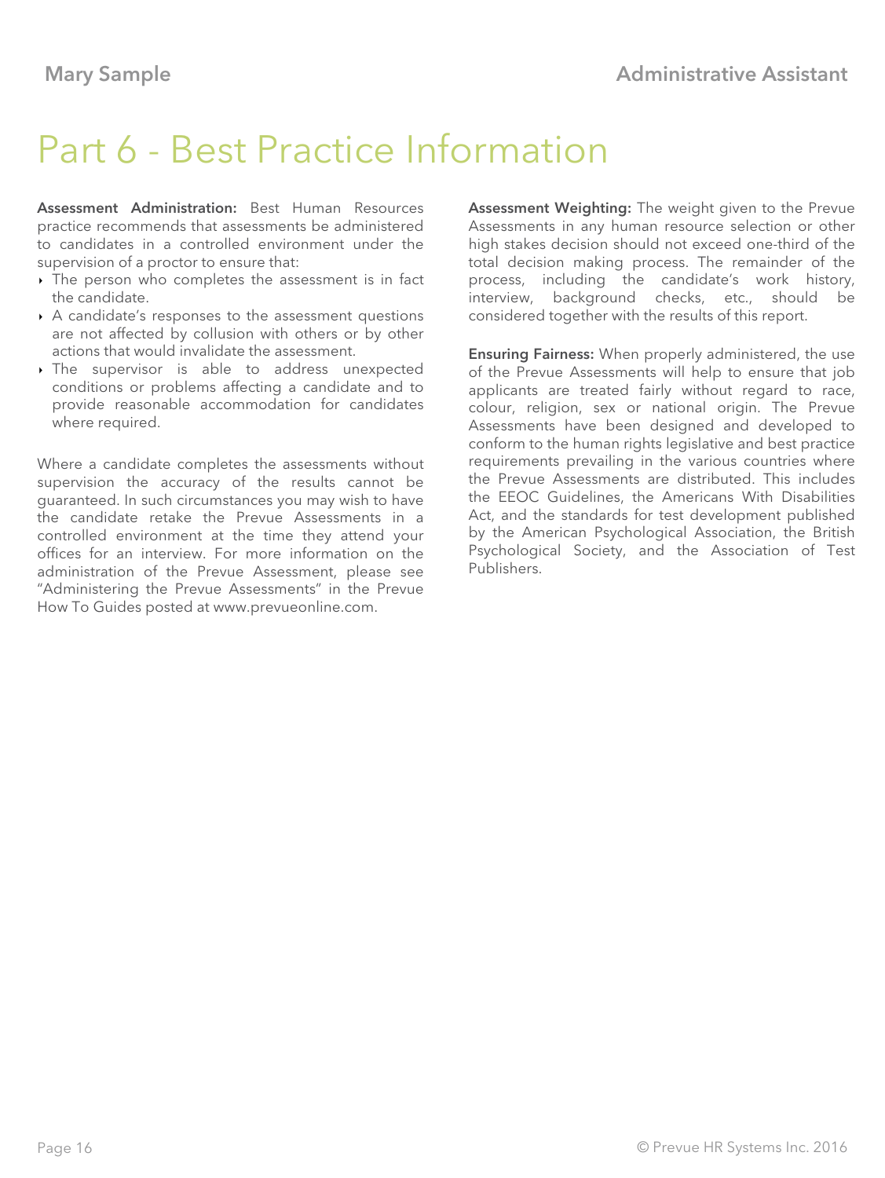# Part 6 - Best Practice Information

**Assessment Administration:** Best Human Resources practice recommends that assessments be administered to candidates in a controlled environment under the supervision of a proctor to ensure that:

- The person who completes the assessment is in fact the candidate.
- A candidate's responses to the assessment questions are not affected by collusion with others or by other actions that would invalidate the assessment.
- The supervisor is able to address unexpected conditions or problems affecting a candidate and to provide reasonable accommodation for candidates where required.

Where a candidate completes the assessments without supervision the accuracy of the results cannot be guaranteed. In such circumstances you may wish to have the candidate retake the Prevue Assessments in a controlled environment at the time they attend your offices for an interview. For more information on the administration of the Prevue Assessment, please see "Administering the Prevue Assessments" in the Prevue How To Guides posted at www.prevueonline.com.

**Assessment Weighting:** The weight given to the Prevue Assessments in any human resource selection or other high stakes decision should not exceed one-third of the total decision making process. The remainder of the process, including the candidate's work history, interview, background checks, etc., should be considered together with the results of this report.

**Ensuring Fairness:** When properly administered, the use of the Prevue Assessments will help to ensure that job applicants are treated fairly without regard to race, colour, religion, sex or national origin. The Prevue Assessments have been designed and developed to conform to the human rights legislative and best practice requirements prevailing in the various countries where the Prevue Assessments are distributed. This includes the EEOC Guidelines, the Americans With Disabilities Act, and the standards for test development published by the American Psychological Association, the British Psychological Society, and the Association of Test Publishers.